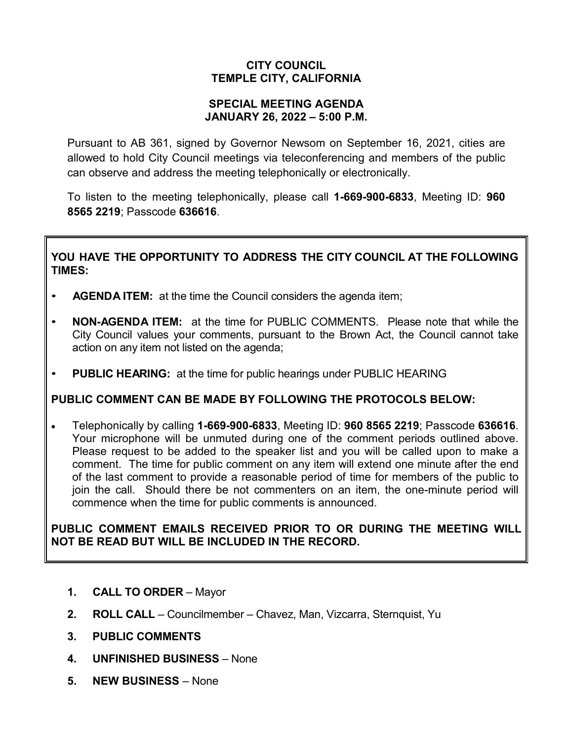**CITY COUNCIL**
**TEMPLE CITY, CALIFORNIA**

**SPECIAL MEETING AGENDA**
**JANUARY 26, 2022 – 5:00 P.M.**

Pursuant to AB 361, signed by Governor Newsom on September 16, 2021, cities are allowed to hold City Council meetings via teleconferencing and members of the public can observe and address the meeting telephonically or electronically.

To listen to the meeting telephonically, please call **1-669-900-6833**, Meeting ID: **960 8565 2219**; Passcode **636616**.

**YOU HAVE THE OPPORTUNITY TO ADDRESS THE CITY COUNCIL AT THE FOLLOWING TIMES:**

- **AGENDA ITEM:** at the time the Council considers the agenda item;
- **NON-AGENDA ITEM:** at the time for PUBLIC COMMENTS. Please note that while the City Council values your comments, pursuant to the Brown Act, the Council cannot take action on any item not listed on the agenda;
- **PUBLIC HEARING:** at the time for public hearings under PUBLIC HEARING

**PUBLIC COMMENT CAN BE MADE BY FOLLOWING THE PROTOCOLS BELOW:**

- Telephonically by calling **1-669-900-6833**, Meeting ID: **960 8565 2219**; Passcode **636616**. Your microphone will be unmuted during one of the comment periods outlined above. Please request to be added to the speaker list and you will be called upon to make a comment. The time for public comment on any item will extend one minute after the end of the last comment to provide a reasonable period of time for members of the public to join the call. Should there be not commenters on an item, the one-minute period will commence when the time for public comments is announced.

**PUBLIC COMMENT EMAILS RECEIVED PRIOR TO OR DURING THE MEETING WILL NOT BE READ BUT WILL BE INCLUDED IN THE RECORD.**

1. **CALL TO ORDER** – Mayor
2. **ROLL CALL** – Councilmember – Chavez, Man, Vizcarra, Sternquist, Yu
3. **PUBLIC COMMENTS**
4. **UNFINISHED BUSINESS** – None
5. **NEW BUSINESS** – None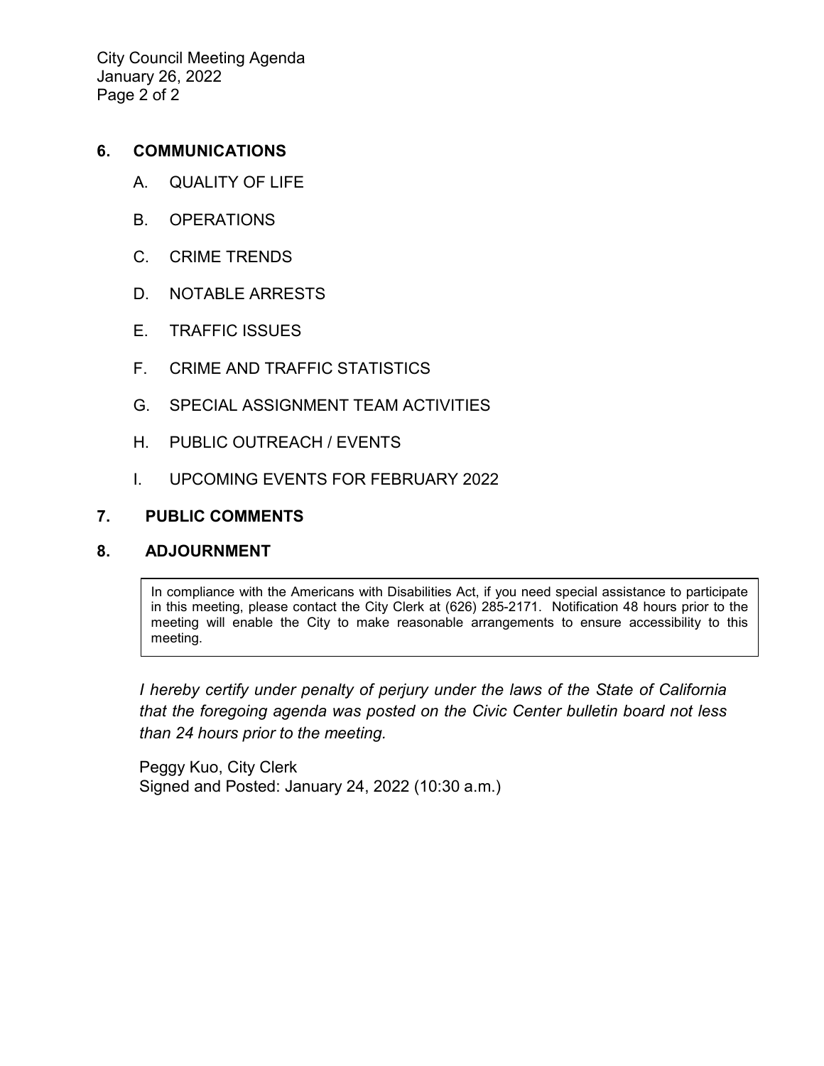## 6. COMMUNICATIONS

A. QUALITY OF LIFE

B. OPERATIONS

C. CRIME TRENDS

D. NOTABLE ARRESTS

E. TRAFFIC ISSUES

F. CRIME AND TRAFFIC STATISTICS

G. SPECIAL ASSIGNMENT TEAM ACTIVITIES

H. PUBLIC OUTREACH / EVENTS

I. UPCOMING EVENTS FOR FEBRUARY 2022

## 7. PUBLIC COMMENTS

## 8. ADJOURNMENT

> In compliance with the Americans with Disabilities Act, if you need special assistance to participate in this meeting, please contact the City Clerk at (626) 285-2171. Notification 48 hours prior to the meeting will enable the City to make reasonable arrangements to ensure accessibility to this meeting.

*I hereby certify under penalty of perjury under the laws of the State of California that the foregoing agenda was posted on the Civic Center bulletin board not less than 24 hours prior to the meeting.*

Peggy Kuo, City Clerk
Signed and Posted: January 24, 2022 (10:30 a.m.)